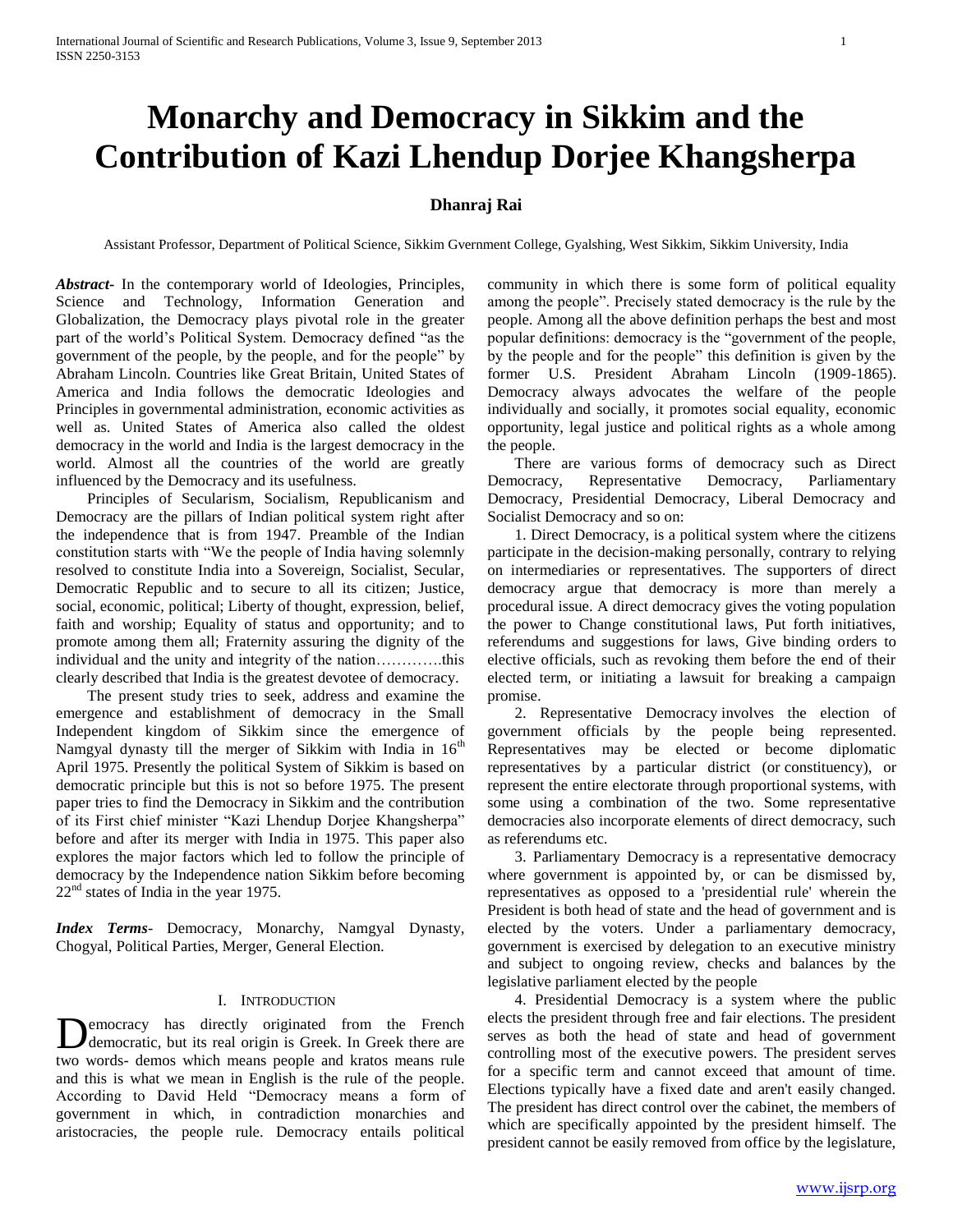# Monarchy and Democracy in Sikkim and the Contribution of Kazi Lhendup Dorjee Khangsherpa

**Dhanraj Rai**

Assistant Professor, Department of Political Science, Sikkim Gvernment College, Gyalshing, West Sikkim, Sikkim University, India

***Abstract***- In the contemporary world of Ideologies, Principles, Science and Technology, Information Generation and Globalization, the Democracy plays pivotal role in the greater part of the world's Political System. Democracy defined "as the government of the people, by the people, and for the people" by Abraham Lincoln. Countries like Great Britain, United States of America and India follows the democratic Ideologies and Principles in governmental administration, economic activities as well as. United States of America also called the oldest democracy in the world and India is the largest democracy in the world. Almost all the countries of the world are greatly influenced by the Democracy and its usefulness.

Principles of Secularism, Socialism, Republicanism and Democracy are the pillars of Indian political system right after the independence that is from 1947. Preamble of the Indian constitution starts with "We the people of India having solemnly resolved to constitute India into a Sovereign, Socialist, Secular, Democratic Republic and to secure to all its citizen; Justice, social, economic, political; Liberty of thought, expression, belief, faith and worship; Equality of status and opportunity; and to promote among them all; Fraternity assuring the dignity of the individual and the unity and integrity of the nation…………this clearly described that India is the greatest devotee of democracy.

The present study tries to seek, address and examine the emergence and establishment of democracy in the Small Independent kingdom of Sikkim since the emergence of Namgyal dynasty till the merger of Sikkim with India in 16th April 1975. Presently the political System of Sikkim is based on democratic principle but this is not so before 1975. The present paper tries to find the Democracy in Sikkim and the contribution of its First chief minister "Kazi Lhendup Dorjee Khangsherpa" before and after its merger with India in 1975. This paper also explores the major factors which led to follow the principle of democracy by the Independence nation Sikkim before becoming 22nd states of India in the year 1975.

***Index Terms***- Democracy, Monarchy, Namgyal Dynasty, Chogyal, Political Parties, Merger, General Election.

## I. Introduction

Democracy has directly originated from the French democratic, but its real origin is Greek. In Greek there are two words- demos which means people and kratos means rule and this is what we mean in English is the rule of the people. According to David Held "Democracy means a form of government in which, in contradiction monarchies and aristocracies, the people rule. Democracy entails political community in which there is some form of political equality among the people". Precisely stated democracy is the rule by the people. Among all the above definition perhaps the best and most popular definitions: democracy is the "government of the people, by the people and for the people" this definition is given by the former U.S. President Abraham Lincoln (1909-1865). Democracy always advocates the welfare of the people individually and socially, it promotes social equality, economic opportunity, legal justice and political rights as a whole among the people.

There are various forms of democracy such as Direct Democracy, Representative Democracy, Parliamentary Democracy, Presidential Democracy, Liberal Democracy and Socialist Democracy and so on:

1. Direct Democracy, is a political system where the citizens participate in the decision-making personally, contrary to relying on intermediaries or representatives. The supporters of direct democracy argue that democracy is more than merely a procedural issue. A direct democracy gives the voting population the power to Change constitutional laws, Put forth initiatives, referendums and suggestions for laws, Give binding orders to elective officials, such as revoking them before the end of their elected term, or initiating a lawsuit for breaking a campaign promise.

2. Representative Democracy involves the election of government officials by the people being represented. Representatives may be elected or become diplomatic representatives by a particular district (or constituency), or represent the entire electorate through proportional systems, with some using a combination of the two. Some representative democracies also incorporate elements of direct democracy, such as referendums etc.

3. Parliamentary Democracy is a representative democracy where government is appointed by, or can be dismissed by, representatives as opposed to a 'presidential rule' wherein the President is both head of state and the head of government and is elected by the voters. Under a parliamentary democracy, government is exercised by delegation to an executive ministry and subject to ongoing review, checks and balances by the legislative parliament elected by the people

4. Presidential Democracy is a system where the public elects the president through free and fair elections. The president serves as both the head of state and head of government controlling most of the executive powers. The president serves for a specific term and cannot exceed that amount of time. Elections typically have a fixed date and aren't easily changed. The president has direct control over the cabinet, the members of which are specifically appointed by the president himself. The president cannot be easily removed from office by the legislature,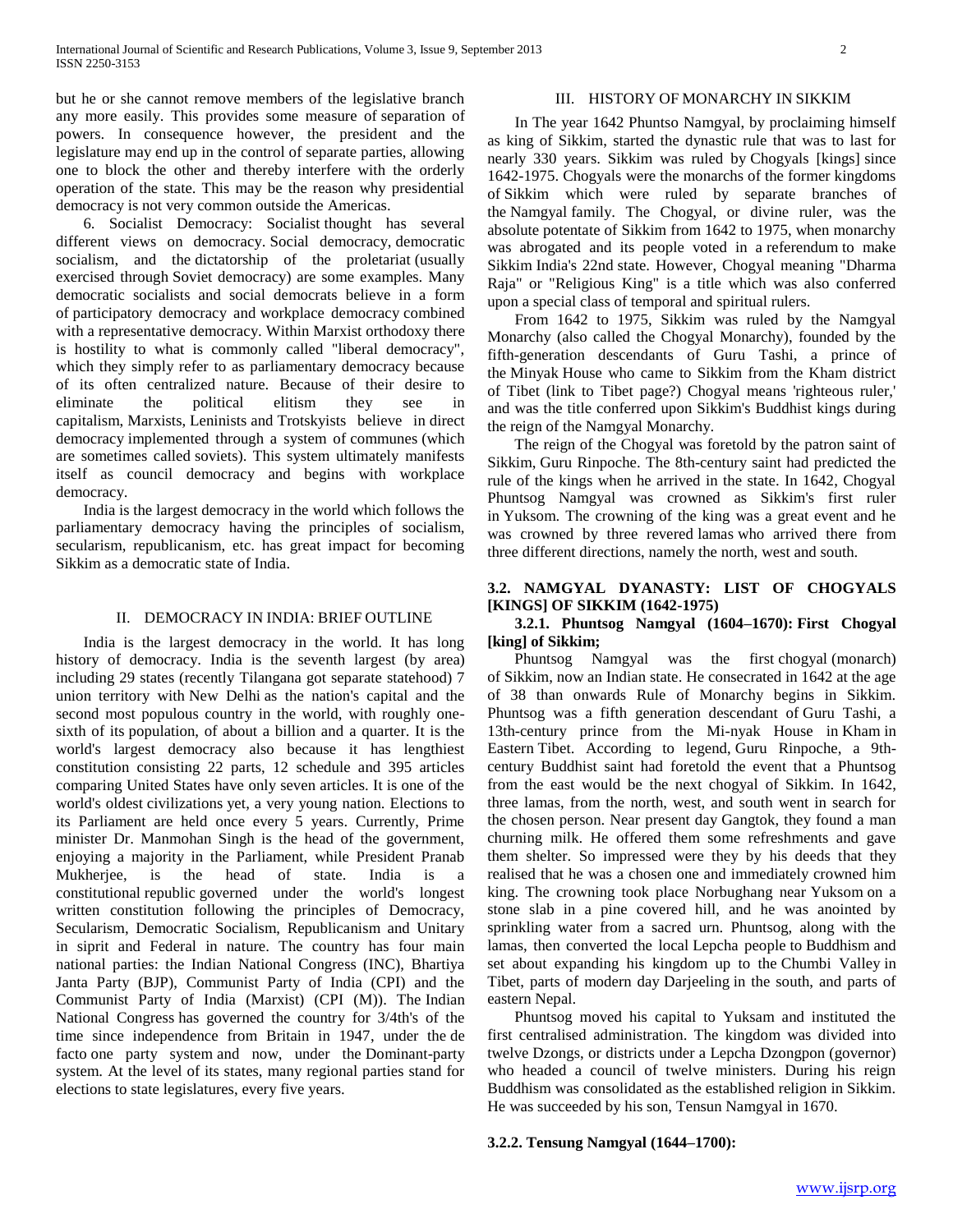but he or she cannot remove members of the legislative branch any more easily. This provides some measure of separation of powers. In consequence however, the president and the legislature may end up in the control of separate parties, allowing one to block the other and thereby interfere with the orderly operation of the state. This may be the reason why presidential democracy is not very common outside the Americas.

6. Socialist Democracy: Socialist thought has several different views on democracy. Social democracy, democratic socialism, and the dictatorship of the proletariat (usually exercised through Soviet democracy) are some examples. Many democratic socialists and social democrats believe in a form of participatory democracy and workplace democracy combined with a representative democracy. Within Marxist orthodoxy there is hostility to what is commonly called "liberal democracy", which they simply refer to as parliamentary democracy because of its often centralized nature. Because of their desire to eliminate the political elitism they see in capitalism, Marxists, Leninists and Trotskyists believe in direct democracy implemented through a system of communes (which are sometimes called soviets). This system ultimately manifests itself as council democracy and begins with workplace democracy.

India is the largest democracy in the world which follows the parliamentary democracy having the principles of socialism, secularism, republicanism, etc. has great impact for becoming Sikkim as a democratic state of India.

## II. DEMOCRACY IN INDIA: BRIEF OUTLINE

India is the largest democracy in the world. It has long history of democracy. India is the seventh largest (by area) including 29 states (recently Tilangana got separate statehood) 7 union territory with New Delhi as the nation's capital and the second most populous country in the world, with roughly one-sixth of its population, of about a billion and a quarter. It is the world's largest democracy also because it has lengthiest constitution consisting 22 parts, 12 schedule and 395 articles comparing United States have only seven articles. It is one of the world's oldest civilizations yet, a very young nation. Elections to its Parliament are held once every 5 years. Currently, Prime minister Dr. Manmohan Singh is the head of the government, enjoying a majority in the Parliament, while President Pranab Mukherjee, is the head of state. India is a constitutional republic governed under the world's longest written constitution following the principles of Democracy, Secularism, Democratic Socialism, Republicanism and Unitary in siprit and Federal in nature. The country has four main national parties: the Indian National Congress (INC), Bhartiya Janta Party (BJP), Communist Party of India (CPI) and the Communist Party of India (Marxist) (CPI (M)). The Indian National Congress has governed the country for 3/4th's of the time since independence from Britain in 1947, under the de facto one party system and now, under the Dominant-party system. At the level of its states, many regional parties stand for elections to state legislatures, every five years.

## III. HISTORY OF MONARCHY IN SIKKIM

In The year 1642 Phuntso Namgyal, by proclaiming himself as king of Sikkim, started the dynastic rule that was to last for nearly 330 years. Sikkim was ruled by Chogyals [kings] since 1642-1975. Chogyals were the monarchs of the former kingdoms of Sikkim which were ruled by separate branches of the Namgyal family. The Chogyal, or divine ruler, was the absolute potentate of Sikkim from 1642 to 1975, when monarchy was abrogated and its people voted in a referendum to make Sikkim India's 22nd state. However, Chogyal meaning "Dharma Raja" or "Religious King" is a title which was also conferred upon a special class of temporal and spiritual rulers.

From 1642 to 1975, Sikkim was ruled by the Namgyal Monarchy (also called the Chogyal Monarchy), founded by the fifth-generation descendants of Guru Tashi, a prince of the Minyak House who came to Sikkim from the Kham district of Tibet (link to Tibet page?) Chogyal means 'righteous ruler,' and was the title conferred upon Sikkim's Buddhist kings during the reign of the Namgyal Monarchy.

The reign of the Chogyal was foretold by the patron saint of Sikkim, Guru Rinpoche. The 8th-century saint had predicted the rule of the kings when he arrived in the state. In 1642, Chogyal Phuntsog Namgyal was crowned as Sikkim's first ruler in Yuksom. The crowning of the king was a great event and he was crowned by three revered lamas who arrived there from three different directions, namely the north, west and south.

### 3.2. NAMGYAL DYANASTY: LIST OF CHOGYALS [KINGS] OF SIKKIM (1642-1975)

#### 3.2.1. Phuntsog Namgyal (1604–1670): First Chogyal [king] of Sikkim;

Phuntsog Namgyal was the first chogyal (monarch) of Sikkim, now an Indian state. He consecrated in 1642 at the age of 38 than onwards Rule of Monarchy begins in Sikkim. Phuntsog was a fifth generation descendant of Guru Tashi, a 13th-century prince from the Mi-nyak House in Kham in Eastern Tibet. According to legend, Guru Rinpoche, a 9th-century Buddhist saint had foretold the event that a Phuntsog from the east would be the next chogyal of Sikkim. In 1642, three lamas, from the north, west, and south went in search for the chosen person. Near present day Gangtok, they found a man churning milk. He offered them some refreshments and gave them shelter. So impressed were they by his deeds that they realised that he was a chosen one and immediately crowned him king. The crowning took place Norbughang near Yuksom on a stone slab in a pine covered hill, and he was anointed by sprinkling water from a sacred urn. Phuntsog, along with the lamas, then converted the local Lepcha people to Buddhism and set about expanding his kingdom up to the Chumbi Valley in Tibet, parts of modern day Darjeeling in the south, and parts of eastern Nepal.

Phuntsog moved his capital to Yuksam and instituted the first centralised administration. The kingdom was divided into twelve Dzongs, or districts under a Lepcha Dzongpon (governor) who headed a council of twelve ministers. During his reign Buddhism was consolidated as the established religion in Sikkim. He was succeeded by his son, Tensun Namgyal in 1670.

#### 3.2.2. Tensung Namgyal (1644–1700):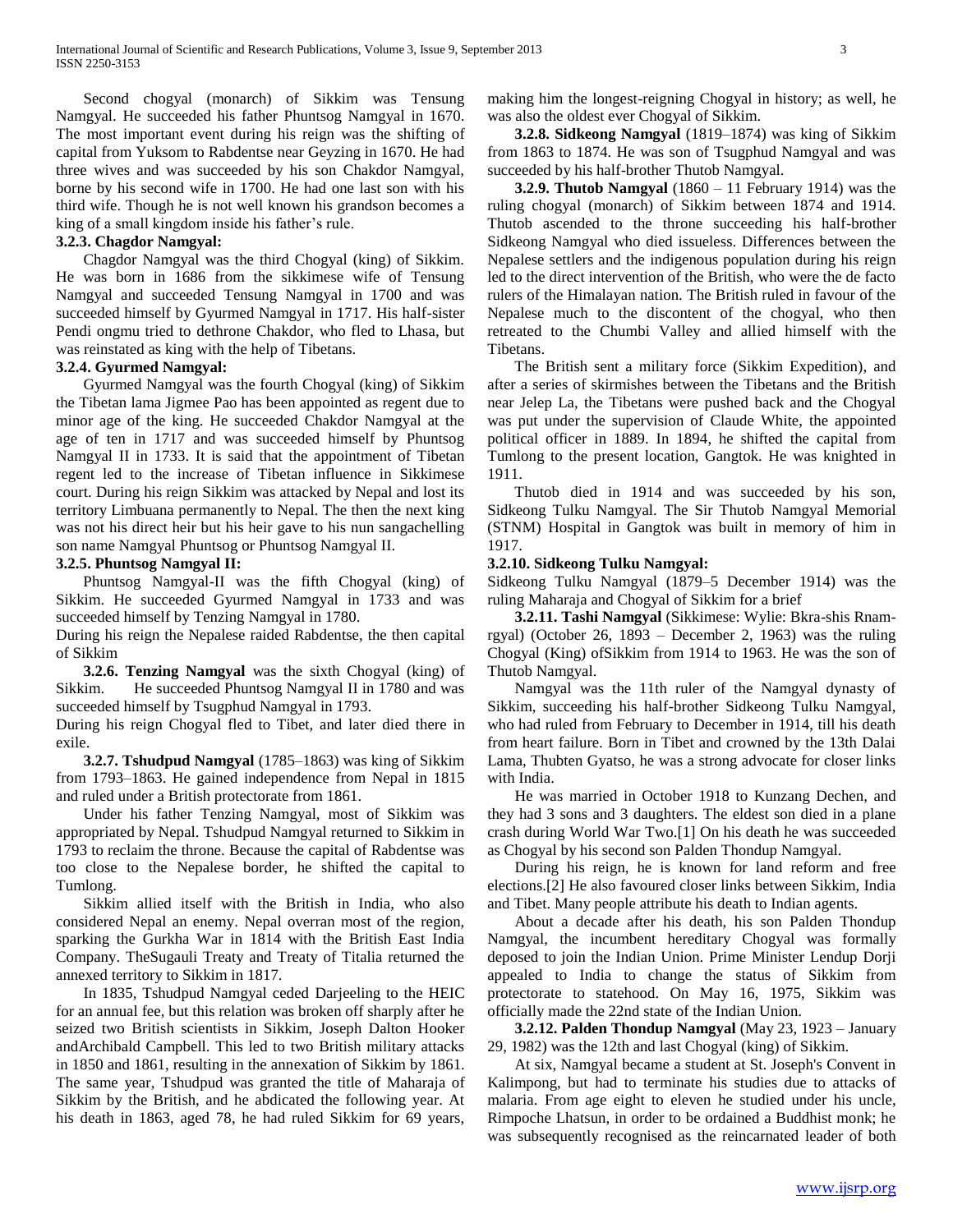Second chogyal (monarch) of Sikkim was Tensung Namgyal. He succeeded his father Phuntsog Namgyal in 1670. The most important event during his reign was the shifting of capital from Yuksom to Rabdentse near Geyzing in 1670. He had three wives and was succeeded by his son Chakdor Namgyal, borne by his second wife in 1700. He had one last son with his third wife. Though he is not well known his grandson becomes a king of a small kingdom inside his father's rule.

### 3.2.3. Chagdor Namgyal:

Chagdor Namgyal was the third Chogyal (king) of Sikkim. He was born in 1686 from the sikkimese wife of Tensung Namgyal and succeeded Tensung Namgyal in 1700 and was succeeded himself by Gyurmed Namgyal in 1717. His half-sister Pendi ongmu tried to dethrone Chakdor, who fled to Lhasa, but was reinstated as king with the help of Tibetans.

### 3.2.4. Gyurmed Namgyal:

Gyurmed Namgyal was the fourth Chogyal (king) of Sikkim the Tibetan lama Jigmee Pao has been appointed as regent due to minor age of the king. He succeeded Chakdor Namgyal at the age of ten in 1717 and was succeeded himself by Phuntsog Namgyal II in 1733. It is said that the appointment of Tibetan regent led to the increase of Tibetan influence in Sikkimese court. During his reign Sikkim was attacked by Nepal and lost its territory Limbuana permanently to Nepal. The then the next king was not his direct heir but his heir gave to his nun sangachelling son name Namgyal Phuntsog or Phuntsog Namgyal II.

### 3.2.5. Phuntsog Namgyal II:

Phuntsog Namgyal-II was the fifth Chogyal (king) of Sikkim. He succeeded Gyurmed Namgyal in 1733 and was succeeded himself by Tenzing Namgyal in 1780.

During his reign the Nepalese raided Rabdentse, the then capital of Sikkim

**3.2.6. Tenzing Namgyal** was the sixth Chogyal (king) of Sikkim. He succeeded Phuntsog Namgyal II in 1780 and was succeeded himself by Tsugphud Namgyal in 1793.

During his reign Chogyal fled to Tibet, and later died there in exile.

**3.2.7. Tshudpud Namgyal** (1785–1863) was king of Sikkim from 1793–1863. He gained independence from Nepal in 1815 and ruled under a British protectorate from 1861.

Under his father Tenzing Namgyal, most of Sikkim was appropriated by Nepal. Tshudpud Namgyal returned to Sikkim in 1793 to reclaim the throne. Because the capital of Rabdentse was too close to the Nepalese border, he shifted the capital to Tumlong.

Sikkim allied itself with the British in India, who also considered Nepal an enemy. Nepal overran most of the region, sparking the Gurkha War in 1814 with the British East India Company. TheSugauli Treaty and Treaty of Titalia returned the annexed territory to Sikkim in 1817.

In 1835, Tshudpud Namgyal ceded Darjeeling to the HEIC for an annual fee, but this relation was broken off sharply after he seized two British scientists in Sikkim, Joseph Dalton Hooker andArchibald Campbell. This led to two British military attacks in 1850 and 1861, resulting in the annexation of Sikkim by 1861. The same year, Tshudpud was granted the title of Maharaja of Sikkim by the British, and he abdicated the following year. At his death in 1863, aged 78, he had ruled Sikkim for 69 years, making him the longest-reigning Chogyal in history; as well, he was also the oldest ever Chogyal of Sikkim.

**3.2.8. Sidkeong Namgyal** (1819–1874) was king of Sikkim from 1863 to 1874. He was son of Tsugphud Namgyal and was succeeded by his half-brother Thutob Namgyal.

**3.2.9. Thutob Namgyal** (1860 – 11 February 1914) was the ruling chogyal (monarch) of Sikkim between 1874 and 1914. Thutob ascended to the throne succeeding his half-brother Sidkeong Namgyal who died issueless. Differences between the Nepalese settlers and the indigenous population during his reign led to the direct intervention of the British, who were the de facto rulers of the Himalayan nation. The British ruled in favour of the Nepalese much to the discontent of the chogyal, who then retreated to the Chumbi Valley and allied himself with the Tibetans.

The British sent a military force (Sikkim Expedition), and after a series of skirmishes between the Tibetans and the British near Jelep La, the Tibetans were pushed back and the Chogyal was put under the supervision of Claude White, the appointed political officer in 1889. In 1894, he shifted the capital from Tumlong to the present location, Gangtok. He was knighted in 1911.

Thutob died in 1914 and was succeeded by his son, Sidkeong Tulku Namgyal. The Sir Thutob Namgyal Memorial (STNM) Hospital in Gangtok was built in memory of him in 1917.

### 3.2.10. Sidkeong Tulku Namgyal:

Sidkeong Tulku Namgyal (1879–5 December 1914) was the ruling Maharaja and Chogyal of Sikkim for a brief

**3.2.11. Tashi Namgyal** (Sikkimese: Wylie: Bkra-shis Rnam-rgyal) (October 26, 1893 – December 2, 1963) was the ruling Chogyal (King) ofSikkim from 1914 to 1963. He was the son of Thutob Namgyal.

Namgyal was the 11th ruler of the Namgyal dynasty of Sikkim, succeeding his half-brother Sidkeong Tulku Namgyal, who had ruled from February to December in 1914, till his death from heart failure. Born in Tibet and crowned by the 13th Dalai Lama, Thubten Gyatso, he was a strong advocate for closer links with India.

He was married in October 1918 to Kunzang Dechen, and they had 3 sons and 3 daughters. The eldest son died in a plane crash during World War Two.[1] On his death he was succeeded as Chogyal by his second son Palden Thondup Namgyal.

During his reign, he is known for land reform and free elections.[2] He also favoured closer links between Sikkim, India and Tibet. Many people attribute his death to Indian agents.

About a decade after his death, his son Palden Thondup Namgyal, the incumbent hereditary Chogyal was formally deposed to join the Indian Union. Prime Minister Lendup Dorji appealed to India to change the status of Sikkim from protectorate to statehood. On May 16, 1975, Sikkim was officially made the 22nd state of the Indian Union.

**3.2.12. Palden Thondup Namgyal** (May 23, 1923 – January 29, 1982) was the 12th and last Chogyal (king) of Sikkim.

At six, Namgyal became a student at St. Joseph's Convent in Kalimpong, but had to terminate his studies due to attacks of malaria. From age eight to eleven he studied under his uncle, Rimpoche Lhatsun, in order to be ordained a Buddhist monk; he was subsequently recognised as the reincarnated leader of both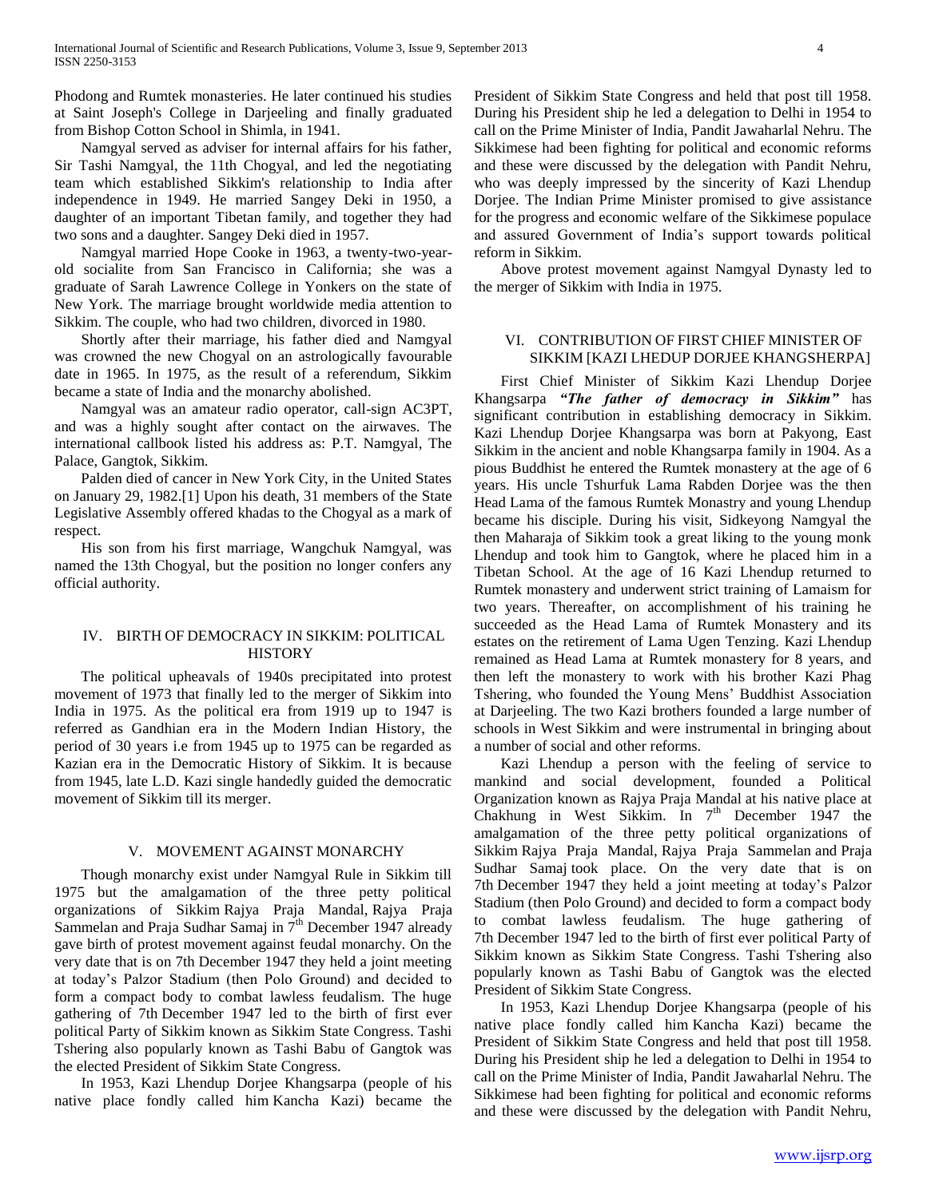Phodong and Rumtek monasteries. He later continued his studies at Saint Joseph's College in Darjeeling and finally graduated from Bishop Cotton School in Shimla, in 1941.

Namgyal served as adviser for internal affairs for his father, Sir Tashi Namgyal, the 11th Chogyal, and led the negotiating team which established Sikkim's relationship to India after independence in 1949. He married Sangey Deki in 1950, a daughter of an important Tibetan family, and together they had two sons and a daughter. Sangey Deki died in 1957.

Namgyal married Hope Cooke in 1963, a twenty-two-year-old socialite from San Francisco in California; she was a graduate of Sarah Lawrence College in Yonkers on the state of New York. The marriage brought worldwide media attention to Sikkim. The couple, who had two children, divorced in 1980.

Shortly after their marriage, his father died and Namgyal was crowned the new Chogyal on an astrologically favourable date in 1965. In 1975, as the result of a referendum, Sikkim became a state of India and the monarchy abolished.

Namgyal was an amateur radio operator, call-sign AC3PT, and was a highly sought after contact on the airwaves. The international callbook listed his address as: P.T. Namgyal, The Palace, Gangtok, Sikkim.

Palden died of cancer in New York City, in the United States on January 29, 1982.[1] Upon his death, 31 members of the State Legislative Assembly offered khadas to the Chogyal as a mark of respect.

His son from his first marriage, Wangchuk Namgyal, was named the 13th Chogyal, but the position no longer confers any official authority.

## IV. BIRTH OF DEMOCRACY IN SIKKIM: POLITICAL HISTORY

The political upheavals of 1940s precipitated into protest movement of 1973 that finally led to the merger of Sikkim into India in 1975. As the political era from 1919 up to 1947 is referred as Gandhian era in the Modern Indian History, the period of 30 years i.e from 1945 up to 1975 can be regarded as Kazian era in the Democratic History of Sikkim. It is because from 1945, late L.D. Kazi single handedly guided the democratic movement of Sikkim till its merger.

## V. MOVEMENT AGAINST MONARCHY

Though monarchy exist under Namgyal Rule in Sikkim till 1975 but the amalgamation of the three petty political organizations of Sikkim Rajya Praja Mandal, Rajya Praja Sammelan and Praja Sudhar Samaj in 7th December 1947 already gave birth of protest movement against feudal monarchy. On the very date that is on 7th December 1947 they held a joint meeting at today's Palzor Stadium (then Polo Ground) and decided to form a compact body to combat lawless feudalism. The huge gathering of 7th December 1947 led to the birth of first ever political Party of Sikkim known as Sikkim State Congress. Tashi Tshering also popularly known as Tashi Babu of Gangtok was the elected President of Sikkim State Congress.

In 1953, Kazi Lhendup Dorjee Khangsarpa (people of his native place fondly called him Kancha Kazi) became the President of Sikkim State Congress and held that post till 1958. During his President ship he led a delegation to Delhi in 1954 to call on the Prime Minister of India, Pandit Jawaharlal Nehru. The Sikkimese had been fighting for political and economic reforms and these were discussed by the delegation with Pandit Nehru, who was deeply impressed by the sincerity of Kazi Lhendup Dorjee. The Indian Prime Minister promised to give assistance for the progress and economic welfare of the Sikkimese populace and assured Government of India's support towards political reform in Sikkim.

Above protest movement against Namgyal Dynasty led to the merger of Sikkim with India in 1975.

## VI. CONTRIBUTION OF FIRST CHIEF MINISTER OF SIKKIM [KAZI LHEDUP DORJEE KHANGSHERPA]

First Chief Minister of Sikkim Kazi Lhendup Dorjee Khangsarpa ***"The father of democracy in Sikkim"*** has significant contribution in establishing democracy in Sikkim. Kazi Lhendup Dorjee Khangsarpa was born at Pakyong, East Sikkim in the ancient and noble Khangsarpa family in 1904. As a pious Buddhist he entered the Rumtek monastery at the age of 6 years. His uncle Tshurfuk Lama Rabden Dorjee was the then Head Lama of the famous Rumtek Monastry and young Lhendup became his disciple. During his visit, Sidkeyong Namgyal the then Maharaja of Sikkim took a great liking to the young monk Lhendup and took him to Gangtok, where he placed him in a Tibetan School. At the age of 16 Kazi Lhendup returned to Rumtek monastery and underwent strict training of Lamaism for two years. Thereafter, on accomplishment of his training he succeeded as the Head Lama of Rumtek Monastery and its estates on the retirement of Lama Ugen Tenzing. Kazi Lhendup remained as Head Lama at Rumtek monastery for 8 years, and then left the monastery to work with his brother Kazi Phag Tshering, who founded the Young Mens' Buddhist Association at Darjeeling. The two Kazi brothers founded a large number of schools in West Sikkim and were instrumental in bringing about a number of social and other reforms.

Kazi Lhendup a person with the feeling of service to mankind and social development, founded a Political Organization known as Rajya Praja Mandal at his native place at Chakhung in West Sikkim. In 7th December 1947 the amalgamation of the three petty political organizations of Sikkim Rajya Praja Mandal, Rajya Praja Sammelan and Praja Sudhar Samaj took place. On the very date that is on 7th December 1947 they held a joint meeting at today's Palzor Stadium (then Polo Ground) and decided to form a compact body to combat lawless feudalism. The huge gathering of 7th December 1947 led to the birth of first ever political Party of Sikkim known as Sikkim State Congress. Tashi Tshering also popularly known as Tashi Babu of Gangtok was the elected President of Sikkim State Congress.

In 1953, Kazi Lhendup Dorjee Khangsarpa (people of his native place fondly called him Kancha Kazi) became the President of Sikkim State Congress and held that post till 1958. During his President ship he led a delegation to Delhi in 1954 to call on the Prime Minister of India, Pandit Jawaharlal Nehru. The Sikkimese had been fighting for political and economic reforms and these were discussed by the delegation with Pandit Nehru,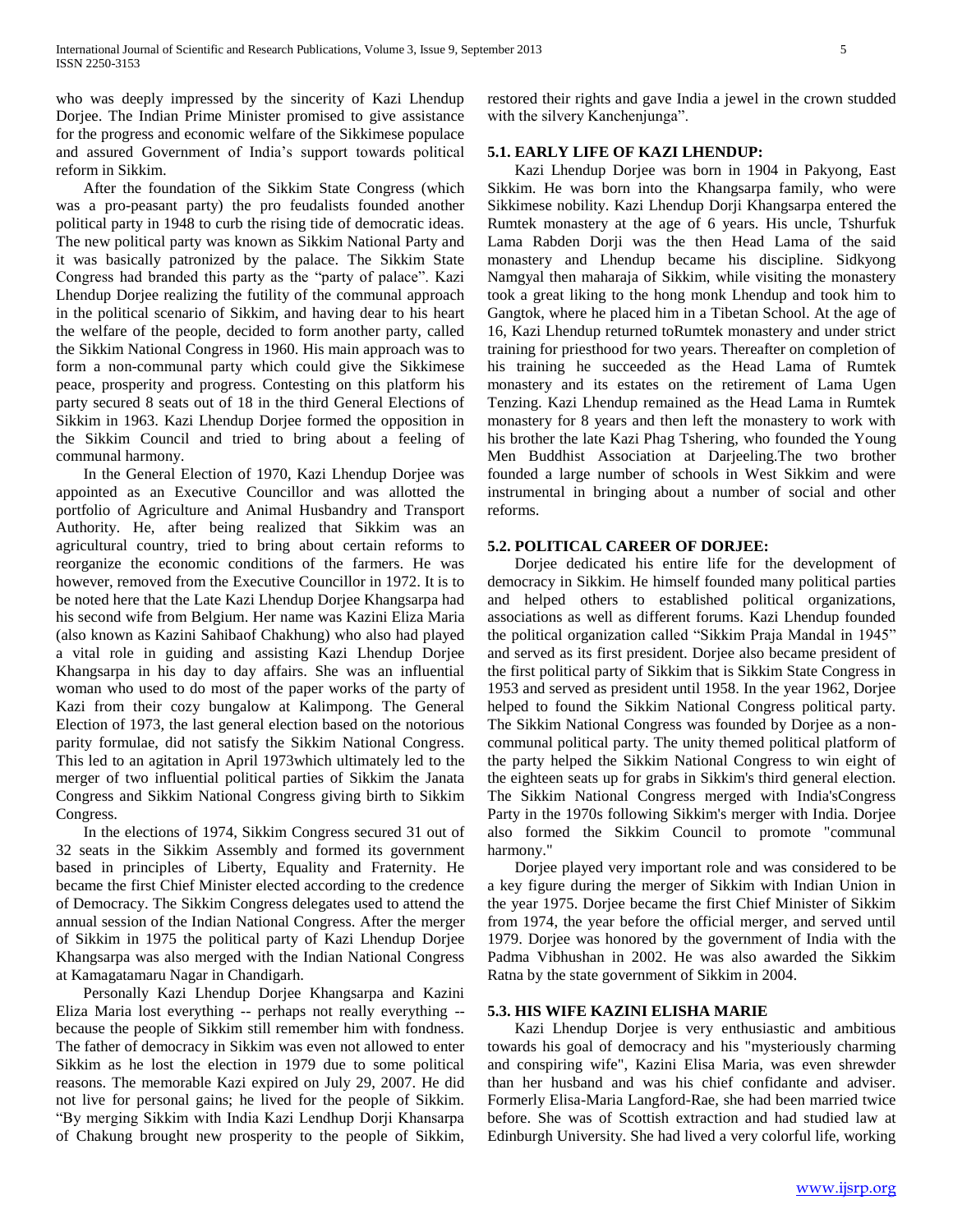who was deeply impressed by the sincerity of Kazi Lhendup Dorjee. The Indian Prime Minister promised to give assistance for the progress and economic welfare of the Sikkimese populace and assured Government of India's support towards political reform in Sikkim.

After the foundation of the Sikkim State Congress (which was a pro-peasant party) the pro feudalists founded another political party in 1948 to curb the rising tide of democratic ideas. The new political party was known as Sikkim National Party and it was basically patronized by the palace. The Sikkim State Congress had branded this party as the "party of palace". Kazi Lhendup Dorjee realizing the futility of the communal approach in the political scenario of Sikkim, and having dear to his heart the welfare of the people, decided to form another party, called the Sikkim National Congress in 1960. His main approach was to form a non-communal party which could give the Sikkimese peace, prosperity and progress. Contesting on this platform his party secured 8 seats out of 18 in the third General Elections of Sikkim in 1963. Kazi Lhendup Dorjee formed the opposition in the Sikkim Council and tried to bring about a feeling of communal harmony.

In the General Election of 1970, Kazi Lhendup Dorjee was appointed as an Executive Councillor and was allotted the portfolio of Agriculture and Animal Husbandry and Transport Authority. He, after being realized that Sikkim was an agricultural country, tried to bring about certain reforms to reorganize the economic conditions of the farmers. He was however, removed from the Executive Councillor in 1972. It is to be noted here that the Late Kazi Lhendup Dorjee Khangsarpa had his second wife from Belgium. Her name was Kazini Eliza Maria (also known as Kazini Sahibaof Chakhung) who also had played a vital role in guiding and assisting Kazi Lhendup Dorjee Khangsarpa in his day to day affairs. She was an influential woman who used to do most of the paper works of the party of Kazi from their cozy bungalow at Kalimpong. The General Election of 1973, the last general election based on the notorious parity formulae, did not satisfy the Sikkim National Congress. This led to an agitation in April 1973which ultimately led to the merger of two influential political parties of Sikkim the Janata Congress and Sikkim National Congress giving birth to Sikkim Congress.

In the elections of 1974, Sikkim Congress secured 31 out of 32 seats in the Sikkim Assembly and formed its government based in principles of Liberty, Equality and Fraternity. He became the first Chief Minister elected according to the credence of Democracy. The Sikkim Congress delegates used to attend the annual session of the Indian National Congress. After the merger of Sikkim in 1975 the political party of Kazi Lhendup Dorjee Khangsarpa was also merged with the Indian National Congress at Kamagatamaru Nagar in Chandigarh.

Personally Kazi Lhendup Dorjee Khangsarpa and Kazini Eliza Maria lost everything -- perhaps not really everything -- because the people of Sikkim still remember him with fondness. The father of democracy in Sikkim was even not allowed to enter Sikkim as he lost the election in 1979 due to some political reasons. The memorable Kazi expired on July 29, 2007. He did not live for personal gains; he lived for the people of Sikkim. "By merging Sikkim with India Kazi Lendhup Dorji Khansarpa of Chakung brought new prosperity to the people of Sikkim, restored their rights and gave India a jewel in the crown studded with the silvery Kanchenjunga".

### 5.1. EARLY LIFE OF KAZI LHENDUP:

Kazi Lhendup Dorjee was born in 1904 in Pakyong, East Sikkim. He was born into the Khangsarpa family, who were Sikkimese nobility. Kazi Lhendup Dorji Khangsarpa entered the Rumtek monastery at the age of 6 years. His uncle, Tshurfuk Lama Rabden Dorji was the then Head Lama of the said monastery and Lhendup became his discipline. Sidkyong Namgyal then maharaja of Sikkim, while visiting the monastery took a great liking to the hong monk Lhendup and took him to Gangtok, where he placed him in a Tibetan School. At the age of 16, Kazi Lhendup returned toRumtek monastery and under strict training for priesthood for two years. Thereafter on completion of his training he succeeded as the Head Lama of Rumtek monastery and its estates on the retirement of Lama Ugen Tenzing. Kazi Lhendup remained as the Head Lama in Rumtek monastery for 8 years and then left the monastery to work with his brother the late Kazi Phag Tshering, who founded the Young Men Buddhist Association at Darjeeling.The two brother founded a large number of schools in West Sikkim and were instrumental in bringing about a number of social and other reforms.

### 5.2. POLITICAL CAREER OF DORJEE:

Dorjee dedicated his entire life for the development of democracy in Sikkim. He himself founded many political parties and helped others to established political organizations, associations as well as different forums. Kazi Lhendup founded the political organization called "Sikkim Praja Mandal in 1945" and served as its first president. Dorjee also became president of the first political party of Sikkim that is Sikkim State Congress in 1953 and served as president until 1958. In the year 1962, Dorjee helped to found the Sikkim National Congress political party. The Sikkim National Congress was founded by Dorjee as a non-communal political party. The unity themed political platform of the party helped the Sikkim National Congress to win eight of the eighteen seats up for grabs in Sikkim's third general election. The Sikkim National Congress merged with India'sCongress Party in the 1970s following Sikkim's merger with India. Dorjee also formed the Sikkim Council to promote "communal harmony."

Dorjee played very important role and was considered to be a key figure during the merger of Sikkim with Indian Union in the year 1975. Dorjee became the first Chief Minister of Sikkim from 1974, the year before the official merger, and served until 1979. Dorjee was honored by the government of India with the Padma Vibhushan in 2002. He was also awarded the Sikkim Ratna by the state government of Sikkim in 2004.

### 5.3. HIS WIFE KAZINI ELISHA MARIE

Kazi Lhendup Dorjee is very enthusiastic and ambitious towards his goal of democracy and his "mysteriously charming and conspiring wife", Kazini Elisa Maria, was even shrewder than her husband and was his chief confidante and adviser. Formerly Elisa-Maria Langford-Rae, she had been married twice before. She was of Scottish extraction and had studied law at Edinburgh University. She had lived a very colorful life, working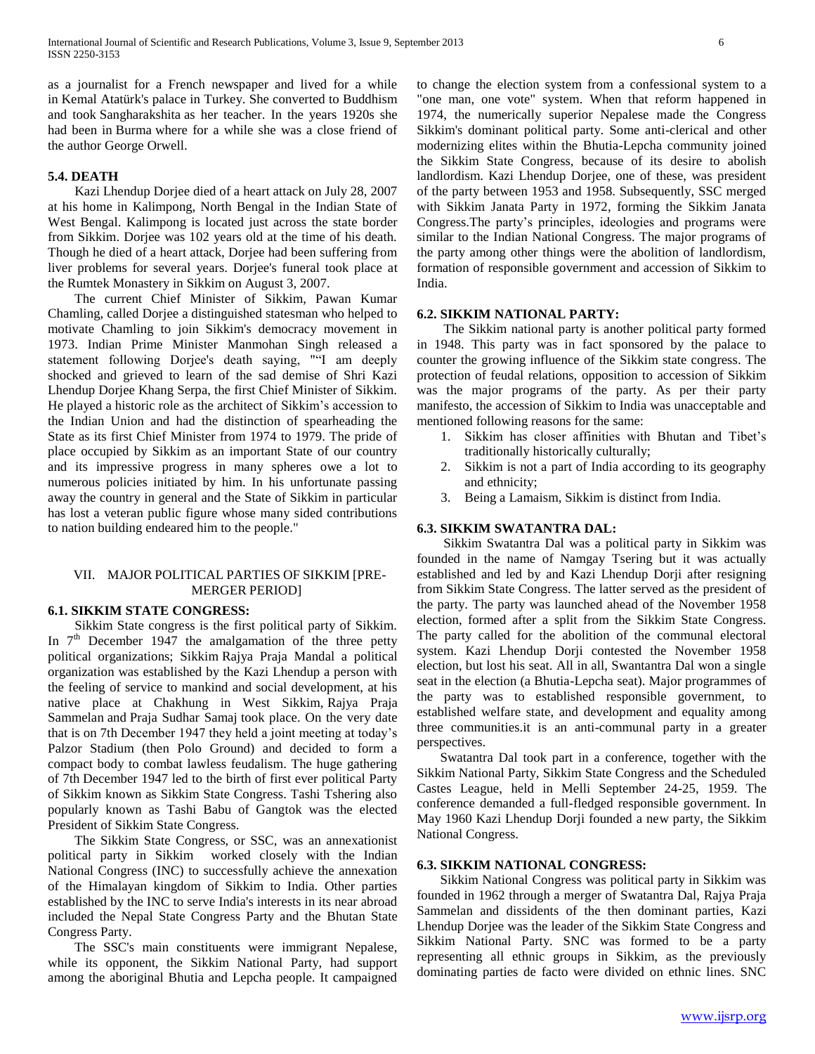as a journalist for a French newspaper and lived for a while in Kemal Atatürk's palace in Turkey. She converted to Buddhism and took Sangharakshita as her teacher. In the years 1920s she had been in Burma where for a while she was a close friend of the author George Orwell.

### 5.4. DEATH

Kazi Lhendup Dorjee died of a heart attack on July 28, 2007 at his home in Kalimpong, North Bengal in the Indian State of West Bengal. Kalimpong is located just across the state border from Sikkim. Dorjee was 102 years old at the time of his death. Though he died of a heart attack, Dorjee had been suffering from liver problems for several years. Dorjee's funeral took place at the Rumtek Monastery in Sikkim on August 3, 2007.

The current Chief Minister of Sikkim, Pawan Kumar Chamling, called Dorjee a distinguished statesman who helped to motivate Chamling to join Sikkim's democracy movement in 1973. Indian Prime Minister Manmohan Singh released a statement following Dorjee's death saying, ""I am deeply shocked and grieved to learn of the sad demise of Shri Kazi Lhendup Dorjee Khang Serpa, the first Chief Minister of Sikkim. He played a historic role as the architect of Sikkim's accession to the Indian Union and had the distinction of spearheading the State as its first Chief Minister from 1974 to 1979. The pride of place occupied by Sikkim as an important State of our country and its impressive progress in many spheres owe a lot to numerous policies initiated by him. In his unfortunate passing away the country in general and the State of Sikkim in particular has lost a veteran public figure whose many sided contributions to nation building endeared him to the people."

## VII. MAJOR POLITICAL PARTIES OF SIKKIM [PRE-MERGER PERIOD]

### 6.1. SIKKIM STATE CONGRESS:

Sikkim State congress is the first political party of Sikkim. In 7th December 1947 the amalgamation of the three petty political organizations; Sikkim Rajya Praja Mandal a political organization was established by the Kazi Lhendup a person with the feeling of service to mankind and social development, at his native place at Chakhung in West Sikkim, Rajya Praja Sammelan and Praja Sudhar Samaj took place. On the very date that is on 7th December 1947 they held a joint meeting at today's Palzor Stadium (then Polo Ground) and decided to form a compact body to combat lawless feudalism. The huge gathering of 7th December 1947 led to the birth of first ever political Party of Sikkim known as Sikkim State Congress. Tashi Tshering also popularly known as Tashi Babu of Gangtok was the elected President of Sikkim State Congress.

The Sikkim State Congress, or SSC, was an annexationist political party in Sikkim worked closely with the Indian National Congress (INC) to successfully achieve the annexation of the Himalayan kingdom of Sikkim to India. Other parties established by the INC to serve India's interests in its near abroad included the Nepal State Congress Party and the Bhutan State Congress Party.

The SSC's main constituents were immigrant Nepalese, while its opponent, the Sikkim National Party, had support among the aboriginal Bhutia and Lepcha people. It campaigned to change the election system from a confessional system to a "one man, one vote" system. When that reform happened in 1974, the numerically superior Nepalese made the Congress Sikkim's dominant political party. Some anti-clerical and other modernizing elites within the Bhutia-Lepcha community joined the Sikkim State Congress, because of its desire to abolish landlordism. Kazi Lhendup Dorjee, one of these, was president of the party between 1953 and 1958. Subsequently, SSC merged with Sikkim Janata Party in 1972, forming the Sikkim Janata Congress.The party's principles, ideologies and programs were similar to the Indian National Congress. The major programs of the party among other things were the abolition of landlordism, formation of responsible government and accession of Sikkim to India.

### 6.2. SIKKIM NATIONAL PARTY:

The Sikkim national party is another political party formed in 1948. This party was in fact sponsored by the palace to counter the growing influence of the Sikkim state congress. The protection of feudal relations, opposition to accession of Sikkim was the major programs of the party. As per their party manifesto, the accession of Sikkim to India was unacceptable and mentioned following reasons for the same:

1. Sikkim has closer affinities with Bhutan and Tibet's traditionally historically culturally;
2. Sikkim is not a part of India according to its geography and ethnicity;
3. Being a Lamaism, Sikkim is distinct from India.

### 6.3. SIKKIM SWATANTRA DAL:

Sikkim Swatantra Dal was a political party in Sikkim was founded in the name of Namgay Tsering but it was actually established and led by and Kazi Lhendup Dorji after resigning from Sikkim State Congress. The latter served as the president of the party. The party was launched ahead of the November 1958 election, formed after a split from the Sikkim State Congress. The party called for the abolition of the communal electoral system. Kazi Lhendup Dorji contested the November 1958 election, but lost his seat. All in all, Swantantra Dal won a single seat in the election (a Bhutia-Lepcha seat). Major programmes of the party was to established responsible government, to established welfare state, and development and equality among three communities.it is an anti-communal party in a greater perspectives.

Swatantra Dal took part in a conference, together with the Sikkim National Party, Sikkim State Congress and the Scheduled Castes League, held in Melli September 24-25, 1959. The conference demanded a full-fledged responsible government. In May 1960 Kazi Lhendup Dorji founded a new party, the Sikkim National Congress.

### 6.3. SIKKIM NATIONAL CONGRESS:

Sikkim National Congress was political party in Sikkim was founded in 1962 through a merger of Swatantra Dal, Rajya Praja Sammelan and dissidents of the then dominant parties, Kazi Lhendup Dorjee was the leader of the Sikkim State Congress and Sikkim National Party. SNC was formed to be a party representing all ethnic groups in Sikkim, as the previously dominating parties de facto were divided on ethnic lines. SNC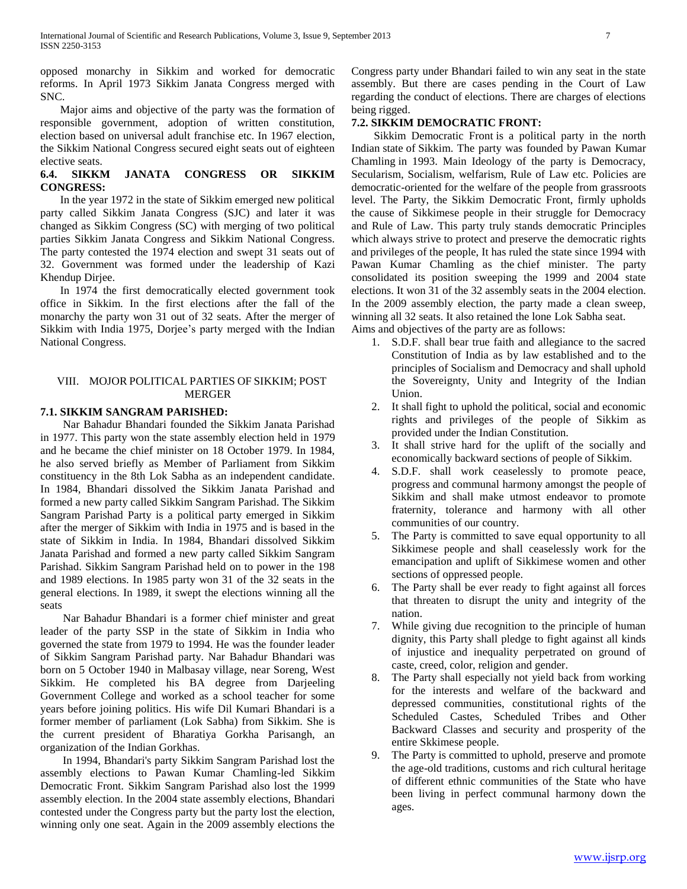opposed monarchy in Sikkim and worked for democratic reforms. In April 1973 Sikkim Janata Congress merged with SNC.

Major aims and objective of the party was the formation of responsible government, adoption of written constitution, election based on universal adult franchise etc. In 1967 election, the Sikkim National Congress secured eight seats out of eighteen elective seats.

### 6.4. SIKKM JANATA CONGRESS OR SIKKIM CONGRESS:

In the year 1972 in the state of Sikkim emerged new political party called Sikkim Janata Congress (SJC) and later it was changed as Sikkim Congress (SC) with merging of two political parties Sikkim Janata Congress and Sikkim National Congress. The party contested the 1974 election and swept 31 seats out of 32. Government was formed under the leadership of Kazi Khendup Dirjee.

In 1974 the first democratically elected government took office in Sikkim. In the first elections after the fall of the monarchy the party won 31 out of 32 seats. After the merger of Sikkim with India 1975, Dorjee's party merged with the Indian National Congress.

## VIII. MOJOR POLITICAL PARTIES OF SIKKIM; POST MERGER

### 7.1. SIKKIM SANGRAM PARISHED:

Nar Bahadur Bhandari founded the Sikkim Janata Parishad in 1977. This party won the state assembly election held in 1979 and he became the chief minister on 18 October 1979. In 1984, he also served briefly as Member of Parliament from Sikkim constituency in the 8th Lok Sabha as an independent candidate. In 1984, Bhandari dissolved the Sikkim Janata Parishad and formed a new party called Sikkim Sangram Parishad. The Sikkim Sangram Parishad Party is a political party emerged in Sikkim after the merger of Sikkim with India in 1975 and is based in the state of Sikkim in India. In 1984, Bhandari dissolved Sikkim Janata Parishad and formed a new party called Sikkim Sangram Parishad. Sikkim Sangram Parishad held on to power in the 198 and 1989 elections. In 1985 party won 31 of the 32 seats in the general elections. In 1989, it swept the elections winning all the seats

Nar Bahadur Bhandari is a former chief minister and great leader of the party SSP in the state of Sikkim in India who governed the state from 1979 to 1994. He was the founder leader of Sikkim Sangram Parishad party. Nar Bahadur Bhandari was born on 5 October 1940 in Malbasay village, near Soreng, West Sikkim. He completed his BA degree from Darjeeling Government College and worked as a school teacher for some years before joining politics. His wife Dil Kumari Bhandari is a former member of parliament (Lok Sabha) from Sikkim. She is the current president of Bharatiya Gorkha Parisangh, an organization of the Indian Gorkhas.

In 1994, Bhandari's party Sikkim Sangram Parishad lost the assembly elections to Pawan Kumar Chamling-led Sikkim Democratic Front. Sikkim Sangram Parishad also lost the 1999 assembly election. In the 2004 state assembly elections, Bhandari contested under the Congress party but the party lost the election, winning only one seat. Again in the 2009 assembly elections the Congress party under Bhandari failed to win any seat in the state assembly. But there are cases pending in the Court of Law regarding the conduct of elections. There are charges of elections being rigged.

### 7.2. SIKKIM DEMOCRATIC FRONT:

Sikkim Democratic Front is a political party in the north Indian state of Sikkim. The party was founded by Pawan Kumar Chamling in 1993. Main Ideology of the party is Democracy, Secularism, Socialism, welfarism, Rule of Law etc. Policies are democratic-oriented for the welfare of the people from grassroots level. The Party, the Sikkim Democratic Front, firmly upholds the cause of Sikkimese people in their struggle for Democracy and Rule of Law. This party truly stands democratic Principles which always strive to protect and preserve the democratic rights and privileges of the people, It has ruled the state since 1994 with Pawan Kumar Chamling as the chief minister. The party consolidated its position sweeping the 1999 and 2004 state elections. It won 31 of the 32 assembly seats in the 2004 election. In the 2009 assembly election, the party made a clean sweep, winning all 32 seats. It also retained the lone Lok Sabha seat.

Aims and objectives of the party are as follows:

1. S.D.F. shall bear true faith and allegiance to the sacred Constitution of India as by law established and to the principles of Socialism and Democracy and shall uphold the Sovereignty, Unity and Integrity of the Indian Union.
2. It shall fight to uphold the political, social and economic rights and privileges of the people of Sikkim as provided under the Indian Constitution.
3. It shall strive hard for the uplift of the socially and economically backward sections of people of Sikkim.
4. S.D.F. shall work ceaselessly to promote peace, progress and communal harmony amongst the people of Sikkim and shall make utmost endeavor to promote fraternity, tolerance and harmony with all other communities of our country.
5. The Party is committed to save equal opportunity to all Sikkimese people and shall ceaselessly work for the emancipation and uplift of Sikkimese women and other sections of oppressed people.
6. The Party shall be ever ready to fight against all forces that threaten to disrupt the unity and integrity of the nation.
7. While giving due recognition to the principle of human dignity, this Party shall pledge to fight against all kinds of injustice and inequality perpetrated on ground of caste, creed, color, religion and gender.
8. The Party shall especially not yield back from working for the interests and welfare of the backward and depressed communities, constitutional rights of the Scheduled Castes, Scheduled Tribes and Other Backward Classes and security and prosperity of the entire Skkimese people.
9. The Party is committed to uphold, preserve and promote the age-old traditions, customs and rich cultural heritage of different ethnic communities of the State who have been living in perfect communal harmony down the ages.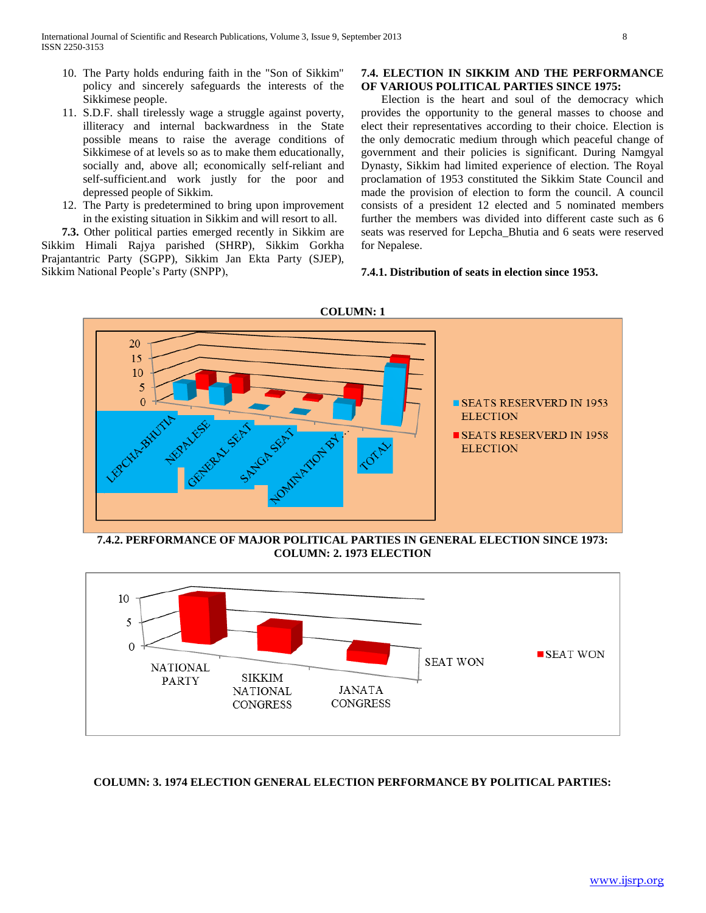10. The Party holds enduring faith in the "Son of Sikkim" policy and sincerely safeguards the interests of the Sikkimese people.
11. S.D.F. shall tirelessly wage a struggle against poverty, illiteracy and internal backwardness in the State possible means to raise the average conditions of Sikkimese of at levels so as to make them educationally, socially and, above all; economically self-reliant and self-sufficient.and work justly for the poor and depressed people of Sikkim.
12. The Party is predetermined to bring upon improvement in the existing situation in Sikkim and will resort to all.

**7.3.** Other political parties emerged recently in Sikkim are Sikkim Himali Rajya parished (SHRP), Sikkim Gorkha Prajantantric Party (SGPP), Sikkim Jan Ekta Party (SJEP), Sikkim National People's Party (SNPP),

### 7.4. ELECTION IN SIKKIM AND THE PERFORMANCE OF VARIOUS POLITICAL PARTIES SINCE 1975:

Election is the heart and soul of the democracy which provides the opportunity to the general masses to choose and elect their representatives according to their choice. Election is the only democratic medium through which peaceful change of government and their policies is significant. During Namgyal Dynasty, Sikkim had limited experience of election. The Royal proclamation of 1953 constituted the Sikkim State Council and made the provision of election to form the council. A council consists of a president 12 elected and 5 nominated members further the members was divided into different caste such as 6 seats was reserved for Lepcha_Bhutia and 6 seats were reserved for Nepalese.

#### 7.4.1. Distribution of seats in election since 1953.

**COLUMN: 1**

**7.4.2. PERFORMANCE OF MAJOR POLITICAL PARTIES IN GENERAL ELECTION SINCE 1973:**
**COLUMN: 2. 1973 ELECTION**

**COLUMN: 3. 1974 ELECTION GENERAL ELECTION PERFORMANCE BY POLITICAL PARTIES:**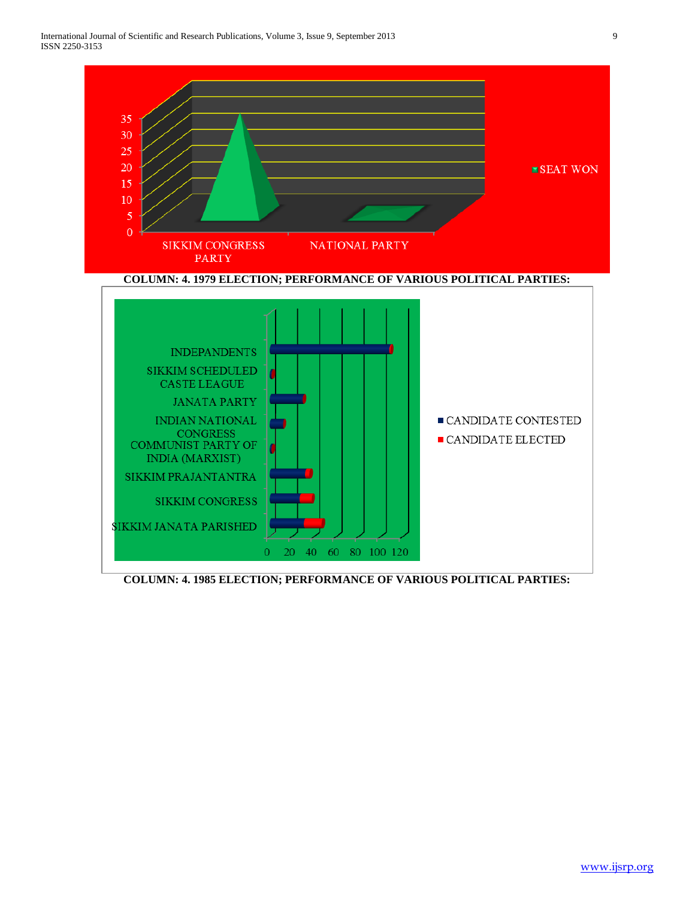**COLUMN: 4. 1979 ELECTION; PERFORMANCE OF VARIOUS POLITICAL PARTIES:**

**COLUMN: 4. 1985 ELECTION; PERFORMANCE OF VARIOUS POLITICAL PARTIES:**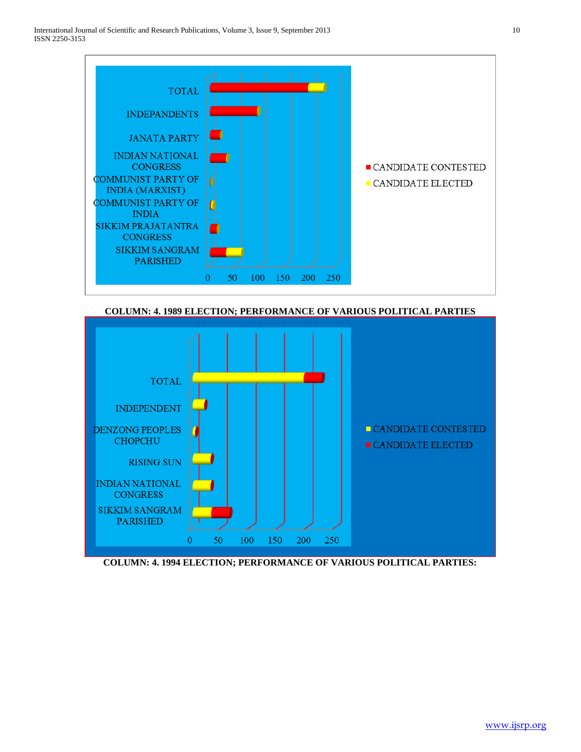**COLUMN: 4. 1989 ELECTION; PERFORMANCE OF VARIOUS POLITICAL PARTIES**

**COLUMN: 4. 1994 ELECTION; PERFORMANCE OF VARIOUS POLITICAL PARTIES:**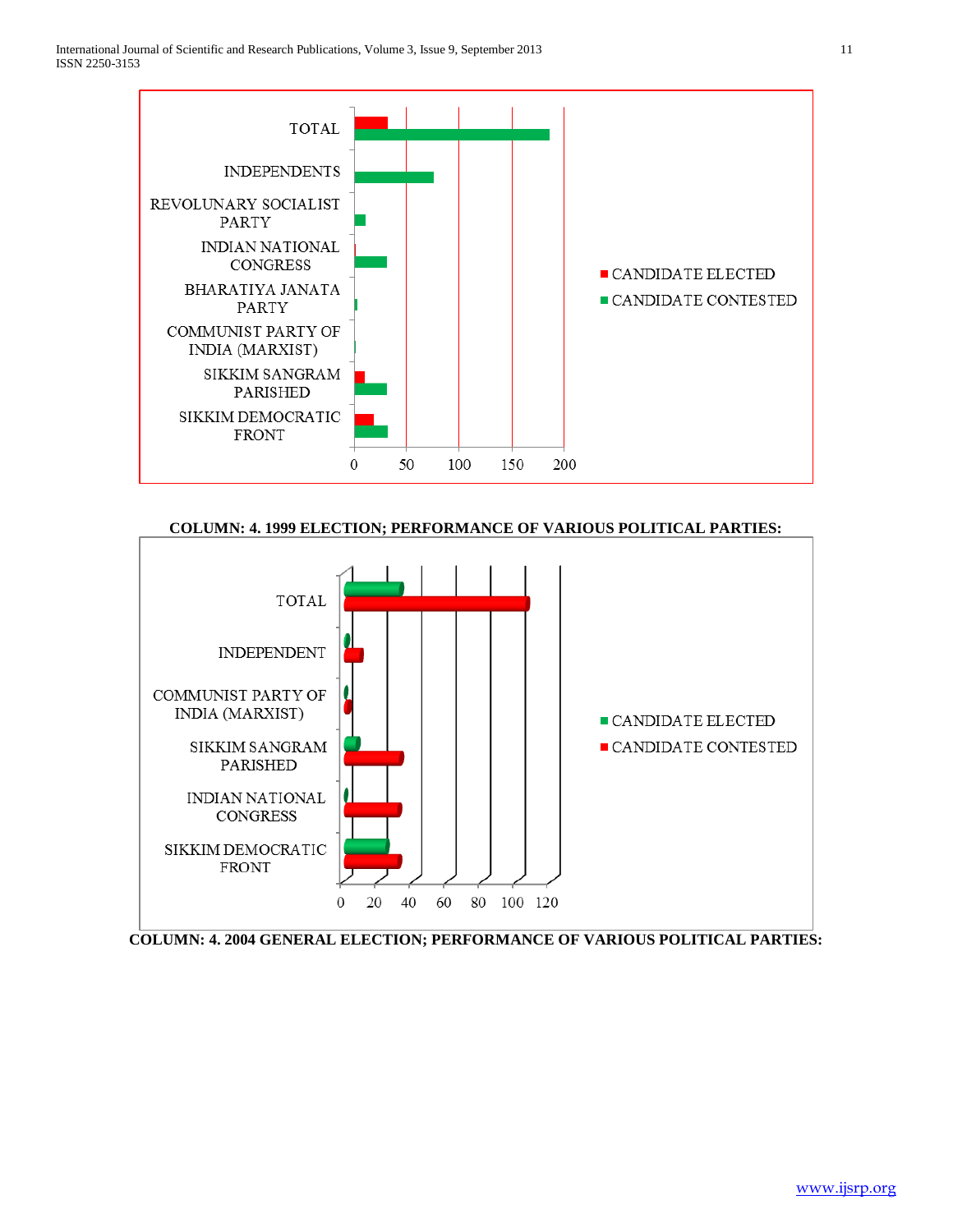TOTAL

INDEPENDENTS

REVOLUNARY SOCIALIST PARTY

INDIAN NATIONAL CONGRESS

BHARATIYA JANATA PARTY

COMMUNIST PARTY OF INDIA (MARXIST)

SIKKIM SANGRAM PARISHED

SIKKIM DEMOCRATIC FRONT

0 50 100 150 200

CANDIDATE ELECTED

CANDIDATE CONTESTED

**COLUMN: 4. 1999 ELECTION; PERFORMANCE OF VARIOUS POLITICAL PARTIES:**

TOTAL

INDEPENDENT

COMMUNIST PARTY OF INDIA (MARXIST)

SIKKIM SANGRAM PARISHED

INDIAN NATIONAL CONGRESS

SIKKIM DEMOCRATIC FRONT

0 20 40 60 80 100 120

CANDIDATE ELECTED

CANDIDATE CONTESTED

**COLUMN: 4. 2004 GENERAL ELECTION; PERFORMANCE OF VARIOUS POLITICAL PARTIES:**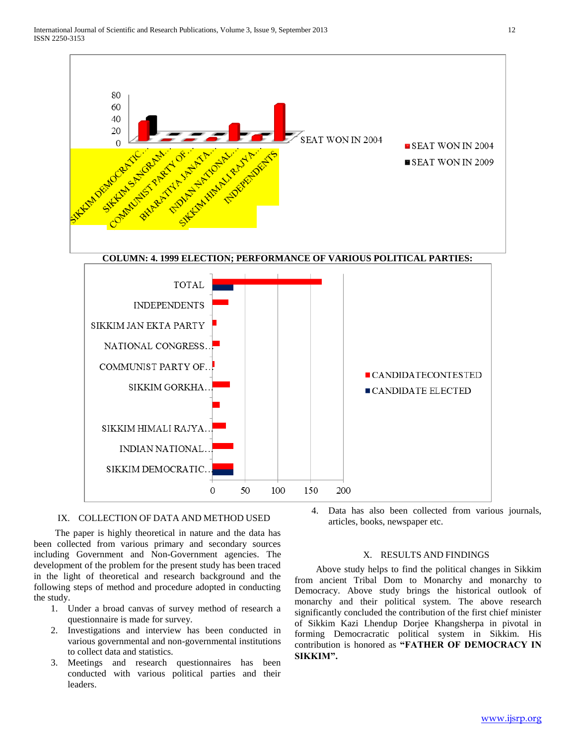**COLUMN: 4. 1999 ELECTION; PERFORMANCE OF VARIOUS POLITICAL PARTIES:**

## IX. COLLECTION OF DATA AND METHOD USED

The paper is highly theoretical in nature and the data has been collected from various primary and secondary sources including Government and Non-Government agencies. The development of the problem for the present study has been traced in the light of theoretical and research background and the following steps of method and procedure adopted in conducting the study.

1. Under a broad canvas of survey method of research a questionnaire is made for survey.
2. Investigations and interview has been conducted in various governmental and non-governmental institutions to collect data and statistics.
3. Meetings and research questionnaires has been conducted with various political parties and their leaders.
4. Data has also been collected from various journals, articles, books, newspaper etc.

## X. RESULTS AND FINDINGS

Above study helps to find the political changes in Sikkim from ancient Tribal Dom to Monarchy and monarchy to Democracy. Above study brings the historical outlook of monarchy and their political system. The above research significantly concluded the contribution of the first chief minister of Sikkim Kazi Lhendup Dorjee Khangsherpa in pivotal in forming Democracratic political system in Sikkim. His contribution is honored as **"FATHER OF DEMOCRACY IN SIKKIM".**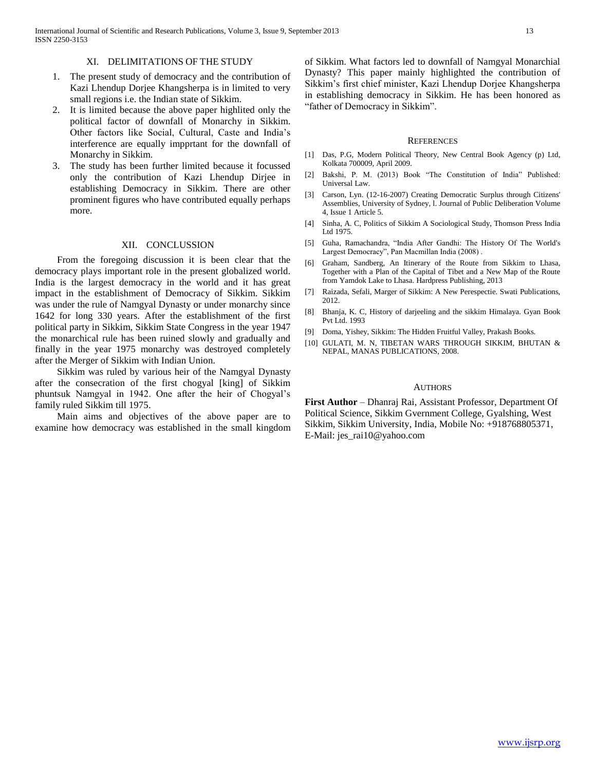## XI. DELIMITATIONS OF THE STUDY

1. The present study of democracy and the contribution of Kazi Lhendup Dorjee Khangsherpa is in limited to very small regions i.e. the Indian state of Sikkim.
2. It is limited because the above paper highlited only the political factor of downfall of Monarchy in Sikkim. Other factors like Social, Cultural, Caste and India's interference are equally impprtant for the downfall of Monarchy in Sikkim.
3. The study has been further limited because it focussed only the contribution of Kazi Lhendup Dirjee in establishing Democracy in Sikkim. There are other prominent figures who have contributed equally perhaps more.

## XII. CONCLUSSION

From the foregoing discussion it is been clear that the democracy plays important role in the present globalized world. India is the largest democracy in the world and it has great impact in the establishment of Democracy of Sikkim. Sikkim was under the rule of Namgyal Dynasty or under monarchy since 1642 for long 330 years. After the establishment of the first political party in Sikkim, Sikkim State Congress in the year 1947 the monarchical rule has been ruined slowly and gradually and finally in the year 1975 monarchy was destroyed completely after the Merger of Sikkim with Indian Union.

Sikkim was ruled by various heir of the Namgyal Dynasty after the consecration of the first chogyal [king] of Sikkim phuntsuk Namgyal in 1942. One after the heir of Chogyal's family ruled Sikkim till 1975.

Main aims and objectives of the above paper are to examine how democracy was established in the small kingdom of Sikkim. What factors led to downfall of Namgyal Monarchial Dynasty? This paper mainly highlighted the contribution of Sikkim's first chief minister, Kazi Lhendup Dorjee Khangsherpa in establishing democracy in Sikkim. He has been honored as "father of Democracy in Sikkim".

## REFERENCES

[1] Das, P.G, Modern Political Theory, New Central Book Agency (p) Ltd, Kolkata 700009, April 2009.

[2] Bakshi, P. M. (2013) Book "The Constitution of India" Published: Universal Law.

[3] Carson, Lyn. (12-16-2007) Creating Democratic Surplus through Citizens' Assemblies, University of Sydney, l. Journal of Public Deliberation Volume 4, Issue 1 Article 5.

[4] Sinha, A. C, Politics of Sikkim A Sociological Study, Thomson Press India Ltd 1975.

[5] Guha, Ramachandra, "India After Gandhi: The History Of The World's Largest Democracy", Pan Macmillan India (2008) .

[6] Graham, Sandberg, An Itinerary of the Route from Sikkim to Lhasa, Together with a Plan of the Capital of Tibet and a New Map of the Route from Yamdok Lake to Lhasa. Hardpress Publishing, 2013

[7] Raizada, Sefali, Marger of Sikkim: A New Perespectie. Swati Publications, 2012.

[8] Bhanja, K. C, History of darjeeling and the sikkim Himalaya. Gyan Book Pvt Ltd. 1993

[9] Doma, Yishey, Sikkim: The Hidden Fruitful Valley, Prakash Books.

[10] GULATI, M. N, TIBETAN WARS THROUGH SIKKIM, BHUTAN & NEPAL, MANAS PUBLICATIONS, 2008.

## AUTHORS

**First Author** – Dhanraj Rai, Assistant Professor, Department Of Political Science, Sikkim Gvernment College, Gyalshing, West Sikkim, Sikkim University, India, Mobile No: +918768805371, E-Mail: jes_rai10@yahoo.com